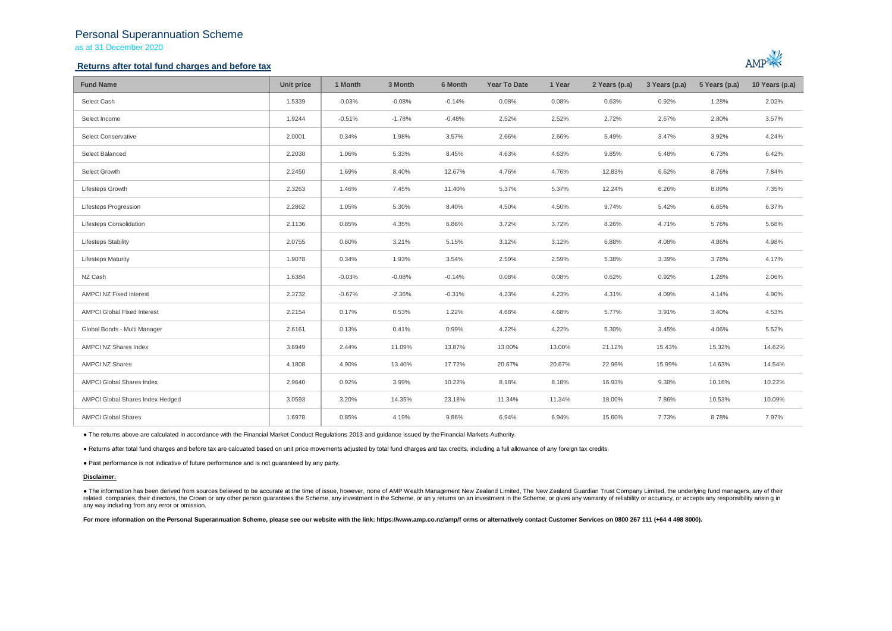# Personal Superannuation Scheme

as at 31 December 2020

## Returns after total fund charges and before tax

| Fund Name | Unit price | 1 Month | 3 Month | 6 Month | Year To Date | 1 Year | 2 Years (p.a) | 3 Years (p.a) | 5 Years (p.a) | 10 Years (p.a) |
|---|---|---|---|---|---|---|---|---|---|---|
| Select Cash | 1.5339 | -0.03% | -0.08% | -0.14% | 0.08% | 0.08% | 0.63% | 0.92% | 1.28% | 2.02% |
| Select Income | 1.9244 | -0.51% | -1.78% | -0.48% | 2.52% | 2.52% | 2.72% | 2.67% | 2.80% | 3.57% |
| Select Conservative | 2.0001 | 0.34% | 1.98% | 3.57% | 2.66% | 2.66% | 5.49% | 3.47% | 3.92% | 4.24% |
| Select Balanced | 2.2038 | 1.06% | 5.33% | 8.45% | 4.63% | 4.63% | 9.85% | 5.48% | 6.73% | 6.42% |
| Select Growth | 2.2450 | 1.69% | 8.40% | 12.67% | 4.76% | 4.76% | 12.83% | 6.62% | 8.76% | 7.84% |
| Lifesteps Growth | 2.3263 | 1.46% | 7.45% | 11.40% | 5.37% | 5.37% | 12.24% | 6.26% | 8.09% | 7.35% |
| Lifesteps Progression | 2.2862 | 1.05% | 5.30% | 8.40% | 4.50% | 4.50% | 9.74% | 5.42% | 6.65% | 6.37% |
| Lifesteps Consolidation | 2.1136 | 0.85% | 4.35% | 6.86% | 3.72% | 3.72% | 8.26% | 4.71% | 5.76% | 5.68% |
| Lifesteps Stability | 2.0755 | 0.60% | 3.21% | 5.15% | 3.12% | 3.12% | 6.88% | 4.08% | 4.86% | 4.98% |
| Lifesteps Maturity | 1.9078 | 0.34% | 1.93% | 3.54% | 2.59% | 2.59% | 5.38% | 3.39% | 3.78% | 4.17% |
| NZ Cash | 1.6384 | -0.03% | -0.08% | -0.14% | 0.08% | 0.08% | 0.62% | 0.92% | 1.28% | 2.06% |
| AMPCI NZ Fixed Interest | 2.3732 | -0.67% | -2.36% | -0.31% | 4.23% | 4.23% | 4.31% | 4.09% | 4.14% | 4.90% |
| AMPCI Global Fixed Interest | 2.2154 | 0.17% | 0.53% | 1.22% | 4.68% | 4.68% | 5.77% | 3.91% | 3.40% | 4.53% |
| Global Bonds - Multi Manager | 2.6161 | 0.13% | 0.41% | 0.99% | 4.22% | 4.22% | 5.30% | 3.45% | 4.06% | 5.52% |
| AMPCI NZ Shares Index | 3.6949 | 2.44% | 11.09% | 13.87% | 13.00% | 13.00% | 21.12% | 15.43% | 15.32% | 14.62% |
| AMPCI NZ Shares | 4.1808 | 4.90% | 13.40% | 17.72% | 20.67% | 20.67% | 22.99% | 15.99% | 14.63% | 14.54% |
| AMPCI Global Shares Index | 2.9640 | 0.92% | 3.99% | 10.22% | 8.18% | 8.18% | 16.93% | 9.38% | 10.16% | 10.22% |
| AMPCI Global Shares Index Hedged | 3.0593 | 3.20% | 14.35% | 23.18% | 11.34% | 11.34% | 18.00% | 7.86% | 10.53% | 10.09% |
| AMPCI Global Shares | 1.6978 | 0.85% | 4.19% | 9.86% | 6.94% | 6.94% | 15.60% | 7.73% | 8.78% | 7.97% |

- The returns above are calculated in accordance with the Financial Market Conduct Regulations 2013 and guidance issued by the Financial Markets Authority.
- Returns after total fund charges and before tax are calcuated based on unit price movements adjusted by total fund charges and tax credits, including a full allowance of any foreign tax credits.
- Past performance is not indicative of future performance and is not guaranteed by any party.

**Disclaimer:**

- The information has been derived from sources believed to be accurate at the time of issue, however, none of AMP Wealth Management New Zealand Limited, The New Zealand Guardian Trust Company Limited, the underlying fund managers, any of their related companies, their directors, the Crown or any other person guarantees the Scheme, any investment in the Scheme, or an y returns on an investment in the Scheme, or gives any warranty of reliability or accuracy, or accepts any responsibility arisin g in any way including from any error or omission.

**For more information on the Personal Superannuation Scheme, please see our website with the link: https://www.amp.co.nz/amp/f orms or alternatively contact Customer Services on 0800 267 111 (+64 4 498 8000).**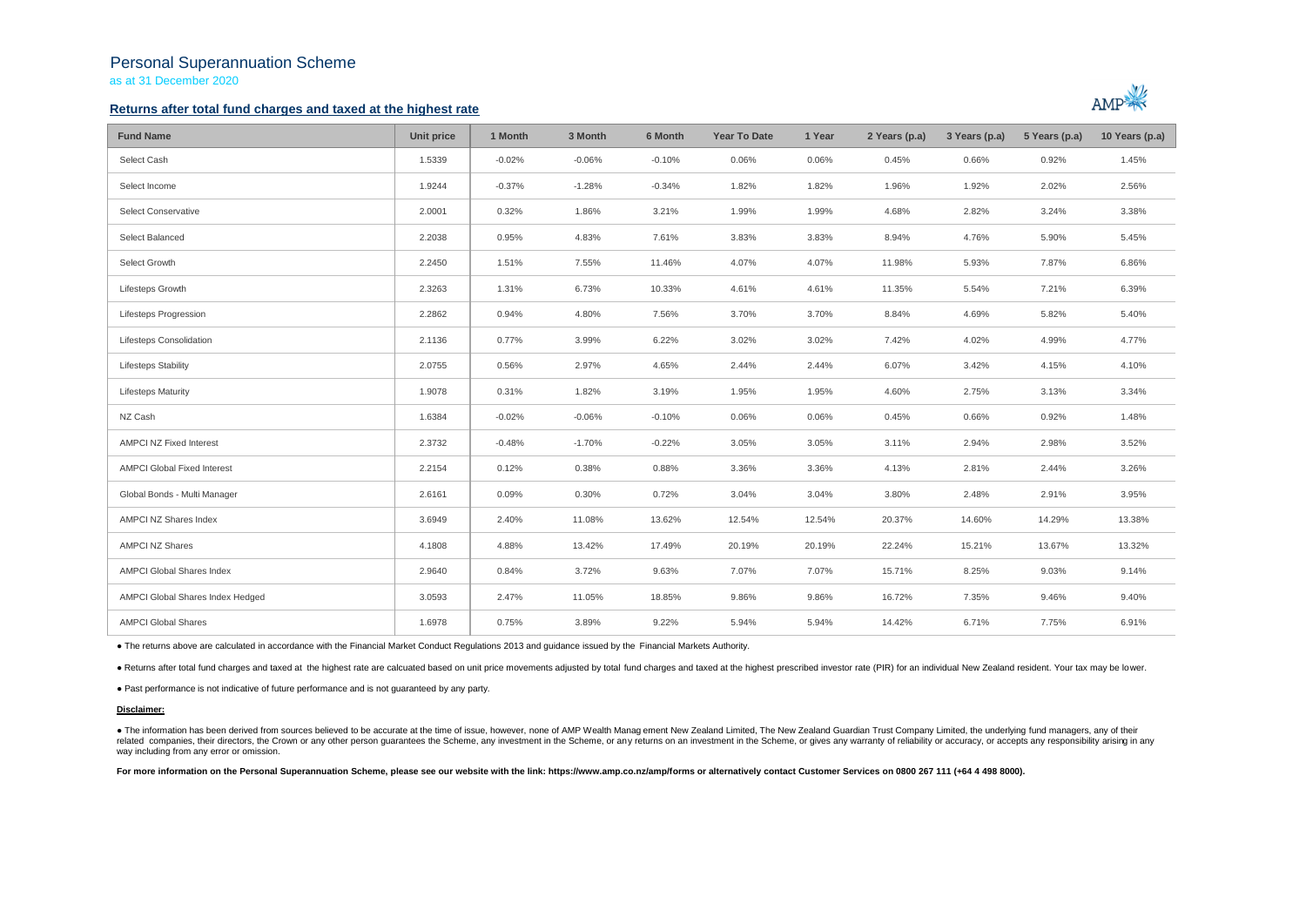# Personal Superannuation Scheme

as at 31 December 2020

## Returns after total fund charges and taxed at the highest rate

| Fund Name | Unit price | 1 Month | 3 Month | 6 Month | Year To Date | 1 Year | 2 Years (p.a) | 3 Years (p.a) | 5 Years (p.a) | 10 Years (p.a) |
|---|---|---|---|---|---|---|---|---|---|---|
| Select Cash | 1.5339 | -0.02% | -0.06% | -0.10% | 0.06% | 0.06% | 0.45% | 0.66% | 0.92% | 1.45% |
| Select Income | 1.9244 | -0.37% | -1.28% | -0.34% | 1.82% | 1.82% | 1.96% | 1.92% | 2.02% | 2.56% |
| Select Conservative | 2.0001 | 0.32% | 1.86% | 3.21% | 1.99% | 1.99% | 4.68% | 2.82% | 3.24% | 3.38% |
| Select Balanced | 2.2038 | 0.95% | 4.83% | 7.61% | 3.83% | 3.83% | 8.94% | 4.76% | 5.90% | 5.45% |
| Select Growth | 2.2450 | 1.51% | 7.55% | 11.46% | 4.07% | 4.07% | 11.98% | 5.93% | 7.87% | 6.86% |
| Lifesteps Growth | 2.3263 | 1.31% | 6.73% | 10.33% | 4.61% | 4.61% | 11.35% | 5.54% | 7.21% | 6.39% |
| Lifesteps Progression | 2.2862 | 0.94% | 4.80% | 7.56% | 3.70% | 3.70% | 8.84% | 4.69% | 5.82% | 5.40% |
| Lifesteps Consolidation | 2.1136 | 0.77% | 3.99% | 6.22% | 3.02% | 3.02% | 7.42% | 4.02% | 4.99% | 4.77% |
| Lifesteps Stability | 2.0755 | 0.56% | 2.97% | 4.65% | 2.44% | 2.44% | 6.07% | 3.42% | 4.15% | 4.10% |
| Lifesteps Maturity | 1.9078 | 0.31% | 1.82% | 3.19% | 1.95% | 1.95% | 4.60% | 2.75% | 3.13% | 3.34% |
| NZ Cash | 1.6384 | -0.02% | -0.06% | -0.10% | 0.06% | 0.06% | 0.45% | 0.66% | 0.92% | 1.48% |
| AMPCI NZ Fixed Interest | 2.3732 | -0.48% | -1.70% | -0.22% | 3.05% | 3.05% | 3.11% | 2.94% | 2.98% | 3.52% |
| AMPCI Global Fixed Interest | 2.2154 | 0.12% | 0.38% | 0.88% | 3.36% | 3.36% | 4.13% | 2.81% | 2.44% | 3.26% |
| Global Bonds - Multi Manager | 2.6161 | 0.09% | 0.30% | 0.72% | 3.04% | 3.04% | 3.80% | 2.48% | 2.91% | 3.95% |
| AMPCI NZ Shares Index | 3.6949 | 2.40% | 11.08% | 13.62% | 12.54% | 12.54% | 20.37% | 14.60% | 14.29% | 13.38% |
| AMPCI NZ Shares | 4.1808 | 4.88% | 13.42% | 17.49% | 20.19% | 20.19% | 22.24% | 15.21% | 13.67% | 13.32% |
| AMPCI Global Shares Index | 2.9640 | 0.84% | 3.72% | 9.63% | 7.07% | 7.07% | 15.71% | 8.25% | 9.03% | 9.14% |
| AMPCI Global Shares Index Hedged | 3.0593 | 2.47% | 11.05% | 18.85% | 9.86% | 9.86% | 16.72% | 7.35% | 9.46% | 9.40% |
| AMPCI Global Shares | 1.6978 | 0.75% | 3.89% | 9.22% | 5.94% | 5.94% | 14.42% | 6.71% | 7.75% | 6.91% |

● The returns above are calculated in accordance with the Financial Market Conduct Regulations 2013 and guidance issued by the Financial Markets Authority.

● Returns after total fund charges and taxed at the highest rate are calcuated based on unit price movements adjusted by total fund charges and taxed at the highest prescribed investor rate (PIR) for an individual New Zealand resident. Your tax may be lower.

● Past performance is not indicative of future performance and is not guaranteed by any party.

**Disclaimer:**

● The information has been derived from sources believed to be accurate at the time of issue, however, none of AMP Wealth Management New Zealand Limited, The New Zealand Guardian Trust Company Limited, the underlying fund managers, any of their related companies, their directors, the Crown or any other person guarantees the Scheme, any investment in the Scheme, or any returns on an investment in the Scheme, or gives any warranty of reliability or accuracy, or accepts any responsibility arising in any way including from any error or omission.

**For more information on the Personal Superannuation Scheme, please see our website with the link: https://www.amp.co.nz/amp/forms or alternatively contact Customer Services on 0800 267 111 (+64 4 498 8000).**